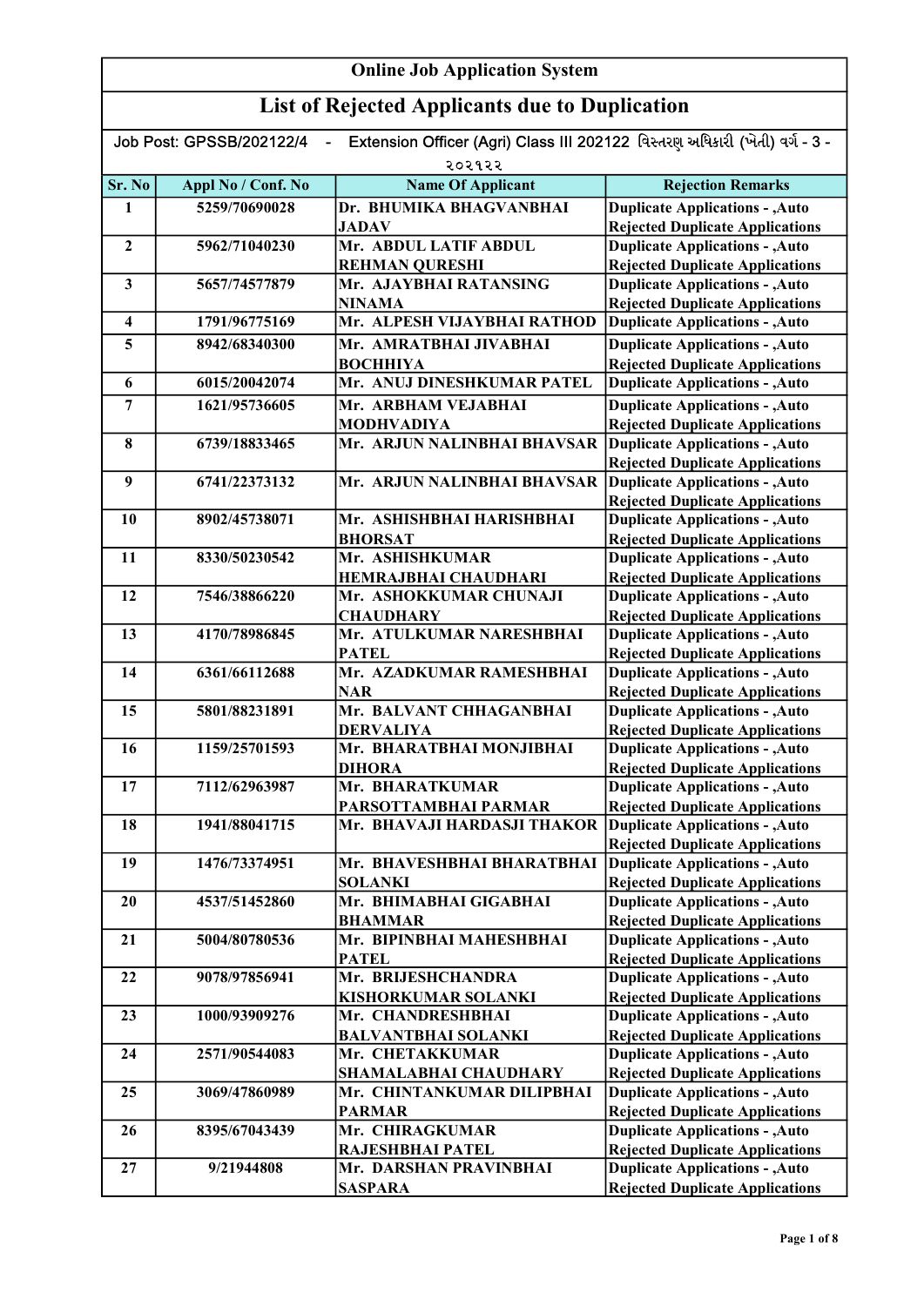# Online Job Application System

## List of Rejected Applicants due to Duplication

Job Post: GPSSB/202122/4 - Extension Officer (Agri) Class III 202122 વિસ્તરણ અધિકારી (ખેતી) વર્ગ - 3 - ૨૦૨૧૨૨

| Sr. No | Appl No / Conf. No | Name Of Applicant | Rejection Remarks |
|---|---|---|---|
| 1 | 5259/70690028 | Dr. BHUMIKA BHAGVANBHAI JADAV | Duplicate Applications - ,Auto Rejected Duplicate Applications |
| 2 | 5962/71040230 | Mr. ABDUL LATIF ABDUL REHMAN QURESHI | Duplicate Applications - ,Auto Rejected Duplicate Applications |
| 3 | 5657/74577879 | Mr. AJAYBHAI RATANSING NINAMA | Duplicate Applications - ,Auto Rejected Duplicate Applications |
| 4 | 1791/96775169 | Mr. ALPESH VIJAYBHAI RATHOD | Duplicate Applications - ,Auto |
| 5 | 8942/68340300 | Mr. AMRATBHAI JIVABHAI BOCHHIYA | Duplicate Applications - ,Auto Rejected Duplicate Applications |
| 6 | 6015/20042074 | Mr. ANUJ DINESHKUMAR PATEL | Duplicate Applications - ,Auto |
| 7 | 1621/95736605 | Mr. ARBHAM VEJABHAI MODHVADIYA | Duplicate Applications - ,Auto Rejected Duplicate Applications |
| 8 | 6739/18833465 | Mr. ARJUN NALINBHAI BHAVSAR | Duplicate Applications - ,Auto Rejected Duplicate Applications |
| 9 | 6741/22373132 | Mr. ARJUN NALINBHAI BHAVSAR | Duplicate Applications - ,Auto Rejected Duplicate Applications |
| 10 | 8902/45738071 | Mr. ASHISHBHAI HARISHBHAI BHORSAT | Duplicate Applications - ,Auto Rejected Duplicate Applications |
| 11 | 8330/50230542 | Mr. ASHISHKUMAR HEMRAJBHAI CHAUDHARI | Duplicate Applications - ,Auto Rejected Duplicate Applications |
| 12 | 7546/38866220 | Mr. ASHOKKUMAR CHUNAJI CHAUDHARY | Duplicate Applications - ,Auto Rejected Duplicate Applications |
| 13 | 4170/78986845 | Mr. ATULKUMAR NARESHBHAI PATEL | Duplicate Applications - ,Auto Rejected Duplicate Applications |
| 14 | 6361/66112688 | Mr. AZADKUMAR RAMESHBHAI NAR | Duplicate Applications - ,Auto Rejected Duplicate Applications |
| 15 | 5801/88231891 | Mr. BALVANT CHHAGANBHAI DERVALIYA | Duplicate Applications - ,Auto Rejected Duplicate Applications |
| 16 | 1159/25701593 | Mr. BHARATBHAI MONJIBHAI DIHORA | Duplicate Applications - ,Auto Rejected Duplicate Applications |
| 17 | 7112/62963987 | Mr. BHARATKUMAR PARSOTTAMBHAI PARMAR | Duplicate Applications - ,Auto Rejected Duplicate Applications |
| 18 | 1941/88041715 | Mr. BHAVAJI HARDASJI THAKOR | Duplicate Applications - ,Auto Rejected Duplicate Applications |
| 19 | 1476/73374951 | Mr. BHAVESHBHAI BHARATBHAI SOLANKI | Duplicate Applications - ,Auto Rejected Duplicate Applications |
| 20 | 4537/51452860 | Mr. BHIMABHAI GIGABHAI BHAMMAR | Duplicate Applications - ,Auto Rejected Duplicate Applications |
| 21 | 5004/80780536 | Mr. BIPINBHAI MAHESHBHAI PATEL | Duplicate Applications - ,Auto Rejected Duplicate Applications |
| 22 | 9078/97856941 | Mr. BRIJESHCHANDRA KISHORKUMAR SOLANKI | Duplicate Applications - ,Auto Rejected Duplicate Applications |
| 23 | 1000/93909276 | Mr. CHANDRESHBHAI BALVANTBHAI SOLANKI | Duplicate Applications - ,Auto Rejected Duplicate Applications |
| 24 | 2571/90544083 | Mr. CHETAKKUMAR SHAMALABHAI CHAUDHARY | Duplicate Applications - ,Auto Rejected Duplicate Applications |
| 25 | 3069/47860989 | Mr. CHINTANKUMAR DILIPBHAI PARMAR | Duplicate Applications - ,Auto Rejected Duplicate Applications |
| 26 | 8395/67043439 | Mr. CHIRAGKUMAR RAJESHBHAI PATEL | Duplicate Applications - ,Auto Rejected Duplicate Applications |
| 27 | 9/21944808 | Mr. DARSHAN PRAVINBHAI SASPARA | Duplicate Applications - ,Auto Rejected Duplicate Applications |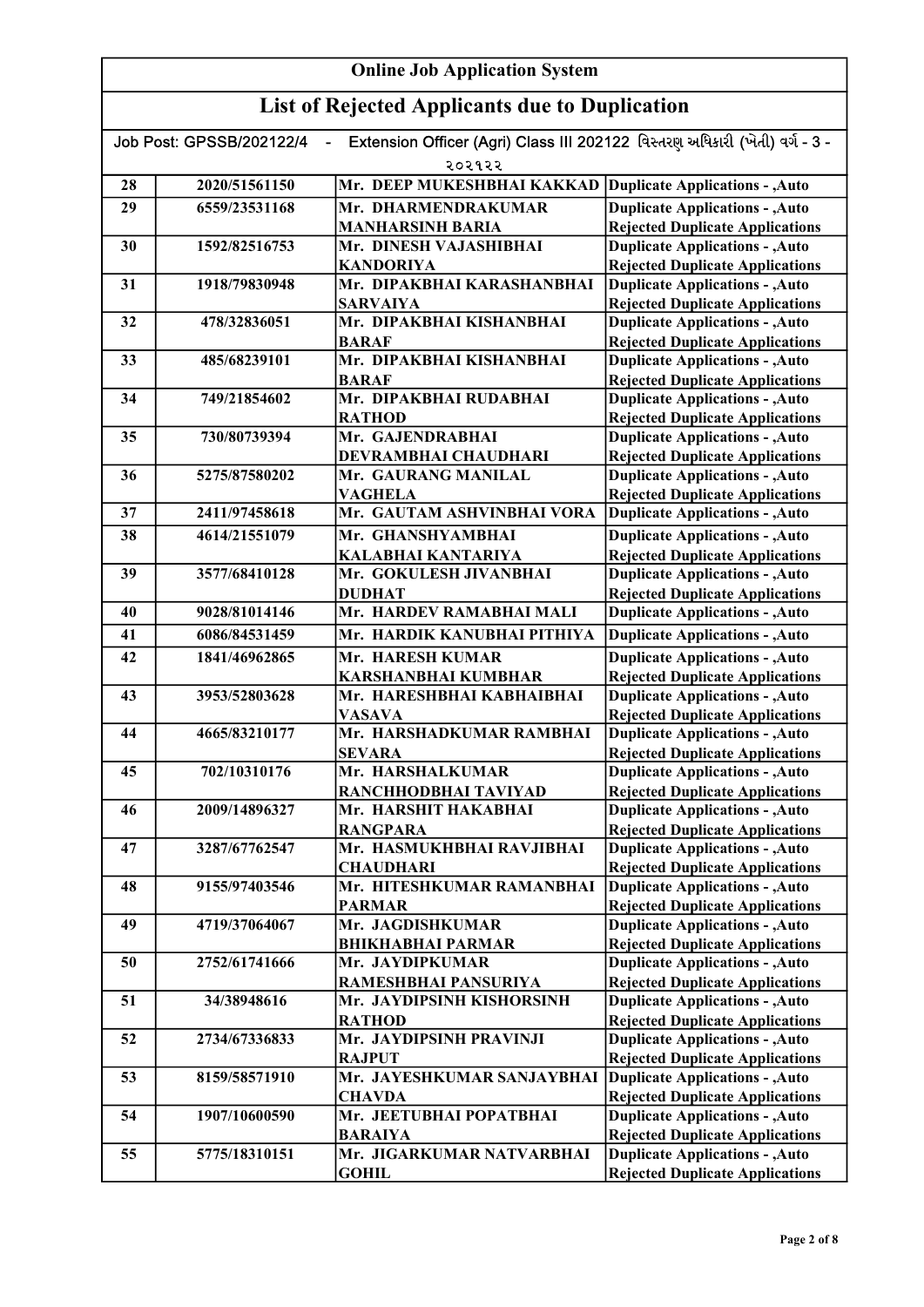# Online Job Application System

## List of Rejected Applicants due to Duplication

Job Post: GPSSB/202122/4 - Extension Officer (Agri) Class III 202122 વિસ્તરણ અધિકારી (ખેતી) વર્ગ - 3 - ૨૦૨૧૨૨

| | | | |
|---|---|---|---|
| 28 | 2020/51561150 | Mr. DEEP MUKESHBHAI KAKKAD | Duplicate Applications - ,Auto |
| 29 | 6559/23531168 | Mr. DHARMENDRAKUMAR MANHARSINH BARIA | Duplicate Applications - ,Auto Rejected Duplicate Applications |
| 30 | 1592/82516753 | Mr. DINESH VAJASHIBHAI KANDORIYA | Duplicate Applications - ,Auto Rejected Duplicate Applications |
| 31 | 1918/79830948 | Mr. DIPAKBHAI KARASHANBHAI SARVAIYA | Duplicate Applications - ,Auto Rejected Duplicate Applications |
| 32 | 478/32836051 | Mr. DIPAKBHAI KISHANBHAI BARAF | Duplicate Applications - ,Auto Rejected Duplicate Applications |
| 33 | 485/68239101 | Mr. DIPAKBHAI KISHANBHAI BARAF | Duplicate Applications - ,Auto Rejected Duplicate Applications |
| 34 | 749/21854602 | Mr. DIPAKBHAI RUDABHAI RATHOD | Duplicate Applications - ,Auto Rejected Duplicate Applications |
| 35 | 730/80739394 | Mr. GAJENDRABHAI DEVRAMBHAI CHAUDHARI | Duplicate Applications - ,Auto Rejected Duplicate Applications |
| 36 | 5275/87580202 | Mr. GAURANG MANILAL VAGHELA | Duplicate Applications - ,Auto Rejected Duplicate Applications |
| 37 | 2411/97458618 | Mr. GAUTAM ASHVINBHAI VORA | Duplicate Applications - ,Auto |
| 38 | 4614/21551079 | Mr. GHANSHYAMBHAI KALABHAI KANTARIYA | Duplicate Applications - ,Auto Rejected Duplicate Applications |
| 39 | 3577/68410128 | Mr. GOKULESH JIVANBHAI DUDHAT | Duplicate Applications - ,Auto Rejected Duplicate Applications |
| 40 | 9028/81014146 | Mr. HARDEV RAMABHAI MALI | Duplicate Applications - ,Auto |
| 41 | 6086/84531459 | Mr. HARDIK KANUBHAI PITHIYA | Duplicate Applications - ,Auto |
| 42 | 1841/46962865 | Mr. HARESH KUMAR KARSHANBHAI KUMBHAR | Duplicate Applications - ,Auto Rejected Duplicate Applications |
| 43 | 3953/52803628 | Mr. HARESHBHAI KABHAIBHAI VASAVA | Duplicate Applications - ,Auto Rejected Duplicate Applications |
| 44 | 4665/83210177 | Mr. HARSHADKUMAR RAMBHAI SEVARA | Duplicate Applications - ,Auto Rejected Duplicate Applications |
| 45 | 702/10310176 | Mr. HARSHALKUMAR RANCHHODBHAI TAVIYAD | Duplicate Applications - ,Auto Rejected Duplicate Applications |
| 46 | 2009/14896327 | Mr. HARSHIT HAKABHAI RANGPARA | Duplicate Applications - ,Auto Rejected Duplicate Applications |
| 47 | 3287/67762547 | Mr. HASMUKHBHAI RAVJIBHAI CHAUDHARI | Duplicate Applications - ,Auto Rejected Duplicate Applications |
| 48 | 9155/97403546 | Mr. HITESHKUMAR RAMANBHAI PARMAR | Duplicate Applications - ,Auto Rejected Duplicate Applications |
| 49 | 4719/37064067 | Mr. JAGDISHKUMAR BHIKHABHAI PARMAR | Duplicate Applications - ,Auto Rejected Duplicate Applications |
| 50 | 2752/61741666 | Mr. JAYDIPKUMAR RAMESHBHAI PANSURIYA | Duplicate Applications - ,Auto Rejected Duplicate Applications |
| 51 | 34/38948616 | Mr. JAYDIPSINH KISHORSINH RATHOD | Duplicate Applications - ,Auto Rejected Duplicate Applications |
| 52 | 2734/67336833 | Mr. JAYDIPSINH PRAVINJI RAJPUT | Duplicate Applications - ,Auto Rejected Duplicate Applications |
| 53 | 8159/58571910 | Mr. JAYESHKUMAR SANJAYBHAI CHAVDA | Duplicate Applications - ,Auto Rejected Duplicate Applications |
| 54 | 1907/10600590 | Mr. JEETUBHAI POPATBHAI BARAIYA | Duplicate Applications - ,Auto Rejected Duplicate Applications |
| 55 | 5775/18310151 | Mr. JIGARKUMAR NATVARBHAI GOHIL | Duplicate Applications - ,Auto Rejected Duplicate Applications |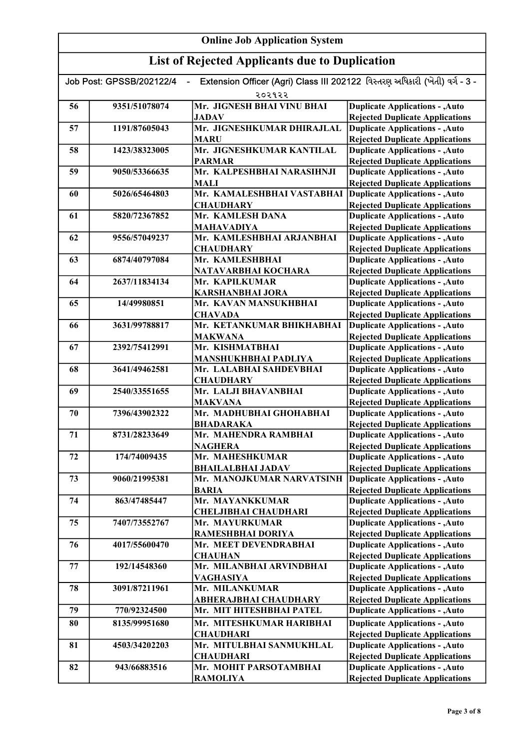## Online Job Application System

## List of Rejected Applicants due to Duplication

Job Post: GPSSB/202122/4 - Extension Officer (Agri) Class III 202122 વિસ્તરણ અધિકારી (ખેતી) વર્ગ - 3 - ૨૦૨૧૨૨

| | | | |
|---|---|---|---|
| 56 | 9351/51078074 | Mr. JIGNESH BHAI VINU BHAI JADAV | Duplicate Applications - ,Auto Rejected Duplicate Applications |
| 57 | 1191/87605043 | Mr. JIGNESHKUMAR DHIRAJLAL MARU | Duplicate Applications - ,Auto Rejected Duplicate Applications |
| 58 | 1423/38323005 | Mr. JIGNESHKUMAR KANTILAL PARMAR | Duplicate Applications - ,Auto Rejected Duplicate Applications |
| 59 | 9050/53366635 | Mr. KALPESHBHAI NARASIHNJI MALI | Duplicate Applications - ,Auto Rejected Duplicate Applications |
| 60 | 5026/65464803 | Mr. KAMALESHBHAI VASTABHAI CHAUDHARY | Duplicate Applications - ,Auto Rejected Duplicate Applications |
| 61 | 5820/72367852 | Mr. KAMLESH DANA MAHAVADIYA | Duplicate Applications - ,Auto Rejected Duplicate Applications |
| 62 | 9556/57049237 | Mr. KAMLESHBHAI ARJANBHAI CHAUDHARY | Duplicate Applications - ,Auto Rejected Duplicate Applications |
| 63 | 6874/40797084 | Mr. KAMLESHBHAI NATAVARBHAI KOCHARA | Duplicate Applications - ,Auto Rejected Duplicate Applications |
| 64 | 2637/11834134 | Mr. KAPILKUMAR KARSHANBHAI JORA | Duplicate Applications - ,Auto Rejected Duplicate Applications |
| 65 | 14/49980851 | Mr. KAVAN MANSUKHBHAI CHAVADA | Duplicate Applications - ,Auto Rejected Duplicate Applications |
| 66 | 3631/99788817 | Mr. KETANKUMAR BHIKHABHAI MAKWANA | Duplicate Applications - ,Auto Rejected Duplicate Applications |
| 67 | 2392/75412991 | Mr. KISHMATBHAI MANSHUKHBHAI PADLIYA | Duplicate Applications - ,Auto Rejected Duplicate Applications |
| 68 | 3641/49462581 | Mr. LALABHAI SAHDEVBHAI CHAUDHARY | Duplicate Applications - ,Auto Rejected Duplicate Applications |
| 69 | 2540/33551655 | Mr. LALJI BHAVANBHAI MAKVANA | Duplicate Applications - ,Auto Rejected Duplicate Applications |
| 70 | 7396/43902322 | Mr. MADHUBHAI GHOHABHAI BHADARAKA | Duplicate Applications - ,Auto Rejected Duplicate Applications |
| 71 | 8731/28233649 | Mr. MAHENDRA RAMBHAI NAGHERA | Duplicate Applications - ,Auto Rejected Duplicate Applications |
| 72 | 174/74009435 | Mr. MAHESHKUMAR BHAILALBHAI JADAV | Duplicate Applications - ,Auto Rejected Duplicate Applications |
| 73 | 9060/21995381 | Mr. MANOJKUMAR NARVATSINH BARIA | Duplicate Applications - ,Auto Rejected Duplicate Applications |
| 74 | 863/47485447 | Mr. MAYANKKUMAR CHELJIBHAI CHAUDHARI | Duplicate Applications - ,Auto Rejected Duplicate Applications |
| 75 | 7407/73552767 | Mr. MAYURKUMAR RAMESHBHAI DORIYA | Duplicate Applications - ,Auto Rejected Duplicate Applications |
| 76 | 4017/55600470 | Mr. MEET DEVENDRABHAI CHAUHAN | Duplicate Applications - ,Auto Rejected Duplicate Applications |
| 77 | 192/14548360 | Mr. MILANBHAI ARVINDBHAI VAGHASIYA | Duplicate Applications - ,Auto Rejected Duplicate Applications |
| 78 | 3091/87211961 | Mr. MILANKUMAR ABHERAJBHAI CHAUDHARY | Duplicate Applications - ,Auto Rejected Duplicate Applications |
| 79 | 770/92324500 | Mr. MIT HITESHBHAI PATEL | Duplicate Applications - ,Auto |
| 80 | 8135/99951680 | Mr. MITESHKUMAR HARIBHAI CHAUDHARI | Duplicate Applications - ,Auto Rejected Duplicate Applications |
| 81 | 4503/34202203 | Mr. MITULBHAI SANMUKHLAL CHAUDHARI | Duplicate Applications - ,Auto Rejected Duplicate Applications |
| 82 | 943/66883516 | Mr. MOHIT PARSOTAMBHAI RAMOLIYA | Duplicate Applications - ,Auto Rejected Duplicate Applications |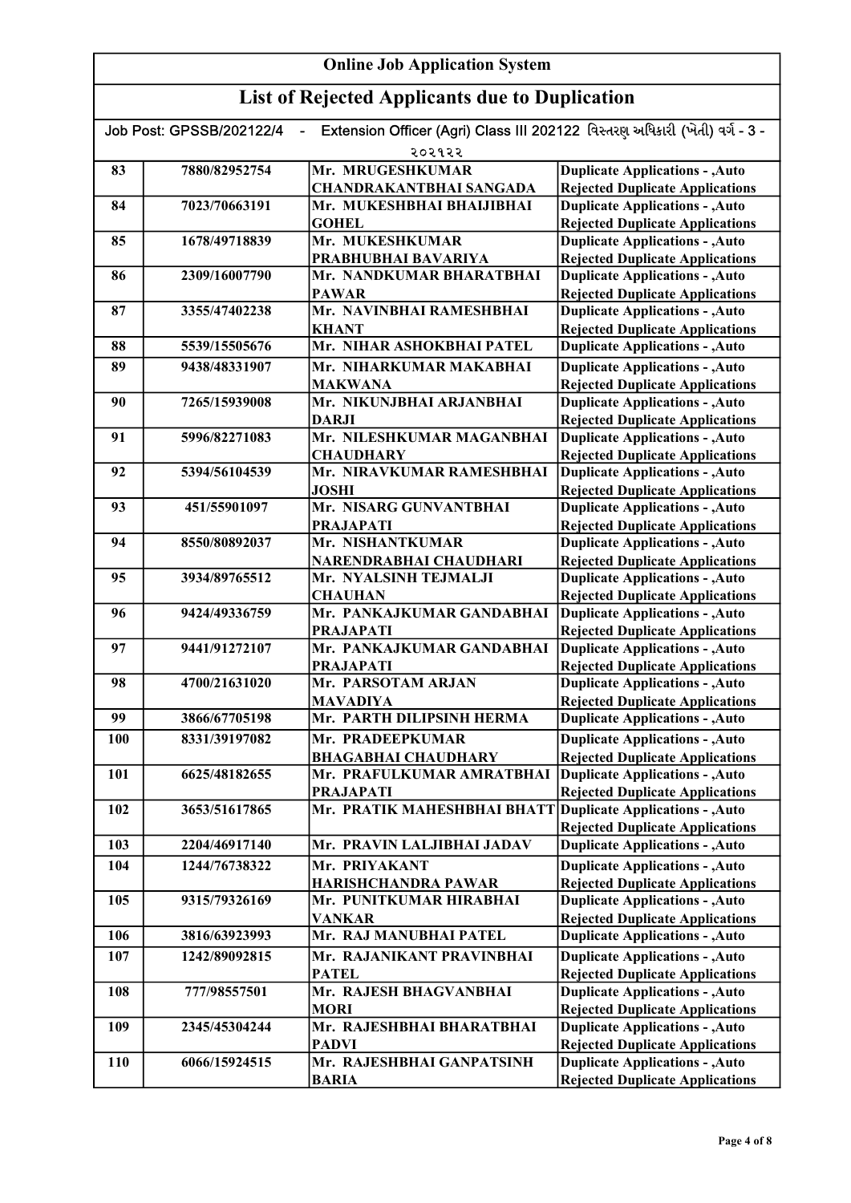# Online Job Application System

## List of Rejected Applicants due to Duplication

Job Post: GPSSB/202122/4 - Extension Officer (Agri) Class III 202122 વિસ્તરણ અધિકારી (ખેતી) વર્ગ - 3 - ૨૦૨૧૨૨

| | | | |
|---|---|---|---|
| 83 | 7880/82952754 | Mr. MRUGESHKUMAR CHANDRAKANTBHAI SANGADA | Duplicate Applications - ,Auto Rejected Duplicate Applications |
| 84 | 7023/70663191 | Mr. MUKESHBHAI BHAIJIBHAI GOHEL | Duplicate Applications - ,Auto Rejected Duplicate Applications |
| 85 | 1678/49718839 | Mr. MUKESHKUMAR PRABHUBHAI BAVARIYA | Duplicate Applications - ,Auto Rejected Duplicate Applications |
| 86 | 2309/16007790 | Mr. NANDKUMAR BHARATBHAI PAWAR | Duplicate Applications - ,Auto Rejected Duplicate Applications |
| 87 | 3355/47402238 | Mr. NAVINBHAI RAMESHBHAI KHANT | Duplicate Applications - ,Auto Rejected Duplicate Applications |
| 88 | 5539/15505676 | Mr. NIHAR ASHOKBHAI PATEL | Duplicate Applications - ,Auto |
| 89 | 9438/48331907 | Mr. NIHARKUMAR MAKABHAI MAKWANA | Duplicate Applications - ,Auto Rejected Duplicate Applications |
| 90 | 7265/15939008 | Mr. NIKUNJBHAI ARJANBHAI DARJI | Duplicate Applications - ,Auto Rejected Duplicate Applications |
| 91 | 5996/82271083 | Mr. NILESHKUMAR MAGANBHAI CHAUDHARY | Duplicate Applications - ,Auto Rejected Duplicate Applications |
| 92 | 5394/56104539 | Mr. NIRAVKUMAR RAMESHBHAI JOSHI | Duplicate Applications - ,Auto Rejected Duplicate Applications |
| 93 | 451/55901097 | Mr. NISARG GUNVANTBHAI PRAJAPATI | Duplicate Applications - ,Auto Rejected Duplicate Applications |
| 94 | 8550/80892037 | Mr. NISHANTKUMAR NARENDRABHAI CHAUDHARI | Duplicate Applications - ,Auto Rejected Duplicate Applications |
| 95 | 3934/89765512 | Mr. NYALSINH TEJMALJI CHAUHAN | Duplicate Applications - ,Auto Rejected Duplicate Applications |
| 96 | 9424/49336759 | Mr. PANKAJKUMAR GANDABHAI PRAJAPATI | Duplicate Applications - ,Auto Rejected Duplicate Applications |
| 97 | 9441/91272107 | Mr. PANKAJKUMAR GANDABHAI PRAJAPATI | Duplicate Applications - ,Auto Rejected Duplicate Applications |
| 98 | 4700/21631020 | Mr. PARSOTAM ARJAN MAVADIYA | Duplicate Applications - ,Auto Rejected Duplicate Applications |
| 99 | 3866/67705198 | Mr. PARTH DILIPSINH HERMA | Duplicate Applications - ,Auto |
| 100 | 8331/39197082 | Mr. PRADEEPKUMAR BHAGABHAI CHAUDHARY | Duplicate Applications - ,Auto Rejected Duplicate Applications |
| 101 | 6625/48182655 | Mr. PRAFULKUMAR AMRATBHAI PRAJAPATI | Duplicate Applications - ,Auto Rejected Duplicate Applications |
| 102 | 3653/51617865 | Mr. PRATIK MAHESHBHAI BHATT | Duplicate Applications - ,Auto Rejected Duplicate Applications |
| 103 | 2204/46917140 | Mr. PRAVIN LALJIBHAI JADAV | Duplicate Applications - ,Auto |
| 104 | 1244/76738322 | Mr. PRIYAKANT HARISHCHANDRA PAWAR | Duplicate Applications - ,Auto Rejected Duplicate Applications |
| 105 | 9315/79326169 | Mr. PUNITKUMAR HIRABHAI VANKAR | Duplicate Applications - ,Auto Rejected Duplicate Applications |
| 106 | 3816/63923993 | Mr. RAJ MANUBHAI PATEL | Duplicate Applications - ,Auto |
| 107 | 1242/89092815 | Mr. RAJANIKANT PRAVINBHAI PATEL | Duplicate Applications - ,Auto Rejected Duplicate Applications |
| 108 | 777/98557501 | Mr. RAJESH BHAGVANBHAI MORI | Duplicate Applications - ,Auto Rejected Duplicate Applications |
| 109 | 2345/45304244 | Mr. RAJESHBHAI BHARATBHAI PADVI | Duplicate Applications - ,Auto Rejected Duplicate Applications |
| 110 | 6066/15924515 | Mr. RAJESHBHAI GANPATSINH BARIA | Duplicate Applications - ,Auto Rejected Duplicate Applications |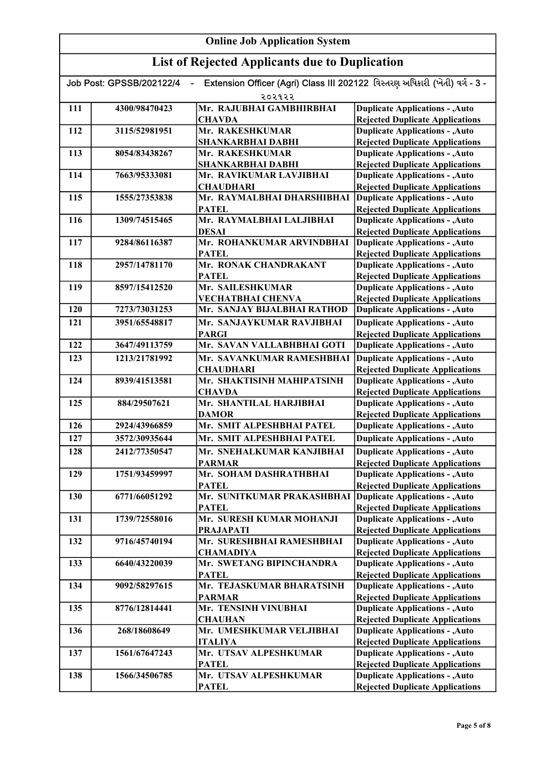# Online Job Application System

## List of Rejected Applicants due to Duplication

Job Post: GPSSB/202122/4 - Extension Officer (Agri) Class III 202122 વિસ્તરણ અધિકારી (ખેતી) વર્ગ - 3 - ૨૦૨૧૨૨

| | | | |
|---|---|---|---|
| 111 | 4300/98470423 | Mr. RAJUBHAI GAMBHIRBHAI CHAVDA | Duplicate Applications - ,Auto Rejected Duplicate Applications |
| 112 | 3115/52981951 | Mr. RAKESHKUMAR SHANKARBHAI DABHI | Duplicate Applications - ,Auto Rejected Duplicate Applications |
| 113 | 8054/83438267 | Mr. RAKESHKUMAR SHANKARBHAI DABHI | Duplicate Applications - ,Auto Rejected Duplicate Applications |
| 114 | 7663/95333081 | Mr. RAVIKUMAR LAVJIBHAI CHAUDHARI | Duplicate Applications - ,Auto Rejected Duplicate Applications |
| 115 | 1555/27353838 | Mr. RAYMALBHAI DHARSHIBHAI PATEL | Duplicate Applications - ,Auto Rejected Duplicate Applications |
| 116 | 1309/74515465 | Mr. RAYMALBHAI LALJIBHAI DESAI | Duplicate Applications - ,Auto Rejected Duplicate Applications |
| 117 | 9284/86116387 | Mr. ROHANKUMAR ARVINDBHAI PATEL | Duplicate Applications - ,Auto Rejected Duplicate Applications |
| 118 | 2957/14781170 | Mr. RONAK CHANDRAKANT PATEL | Duplicate Applications - ,Auto Rejected Duplicate Applications |
| 119 | 8597/15412520 | Mr. SAILESHKUMAR VECHATBHAI CHENVA | Duplicate Applications - ,Auto Rejected Duplicate Applications |
| 120 | 7273/73031253 | Mr. SANJAY BIJALBHAI RATHOD | Duplicate Applications - ,Auto |
| 121 | 3951/65548817 | Mr. SANJAYKUMAR RAVJIBHAI PARGI | Duplicate Applications - ,Auto Rejected Duplicate Applications |
| 122 | 3647/49113759 | Mr. SAVAN VALLABHBHAI GOTI | Duplicate Applications - ,Auto |
| 123 | 1213/21781992 | Mr. SAVANKUMAR RAMESHBHAI CHAUDHARI | Duplicate Applications - ,Auto Rejected Duplicate Applications |
| 124 | 8939/41513581 | Mr. SHAKTISINH MAHIPATSINH CHAVDA | Duplicate Applications - ,Auto Rejected Duplicate Applications |
| 125 | 884/29507621 | Mr. SHANTILAL HARJIBHAI DAMOR | Duplicate Applications - ,Auto Rejected Duplicate Applications |
| 126 | 2924/43966859 | Mr. SMIT ALPESHBHAI PATEL | Duplicate Applications - ,Auto |
| 127 | 3572/30935644 | Mr. SMIT ALPESHBHAI PATEL | Duplicate Applications - ,Auto |
| 128 | 2412/77350547 | Mr. SNEHALKUMAR KANJIBHAI PARMAR | Duplicate Applications - ,Auto Rejected Duplicate Applications |
| 129 | 1751/93459997 | Mr. SOHAM DASHRATHBHAI PATEL | Duplicate Applications - ,Auto Rejected Duplicate Applications |
| 130 | 6771/66051292 | Mr. SUNITKUMAR PRAKASHBHAI PATEL | Duplicate Applications - ,Auto Rejected Duplicate Applications |
| 131 | 1739/72558016 | Mr. SURESH KUMAR MOHANJI PRAJAPATI | Duplicate Applications - ,Auto Rejected Duplicate Applications |
| 132 | 9716/45740194 | Mr. SURESHBHAI RAMESHBHAI CHAMADIYA | Duplicate Applications - ,Auto Rejected Duplicate Applications |
| 133 | 6640/43220039 | Mr. SWETANG BIPINCHANDRA PATEL | Duplicate Applications - ,Auto Rejected Duplicate Applications |
| 134 | 9092/58297615 | Mr. TEJASKUMAR BHARATSINH PARMAR | Duplicate Applications - ,Auto Rejected Duplicate Applications |
| 135 | 8776/12814441 | Mr. TENSINH VINUBHAI CHAUHAN | Duplicate Applications - ,Auto Rejected Duplicate Applications |
| 136 | 268/18608649 | Mr. UMESHKUMAR VELJIBHAI ITALIYA | Duplicate Applications - ,Auto Rejected Duplicate Applications |
| 137 | 1561/67647243 | Mr. UTSAV ALPESHKUMAR PATEL | Duplicate Applications - ,Auto Rejected Duplicate Applications |
| 138 | 1566/34506785 | Mr. UTSAV ALPESHKUMAR PATEL | Duplicate Applications - ,Auto Rejected Duplicate Applications |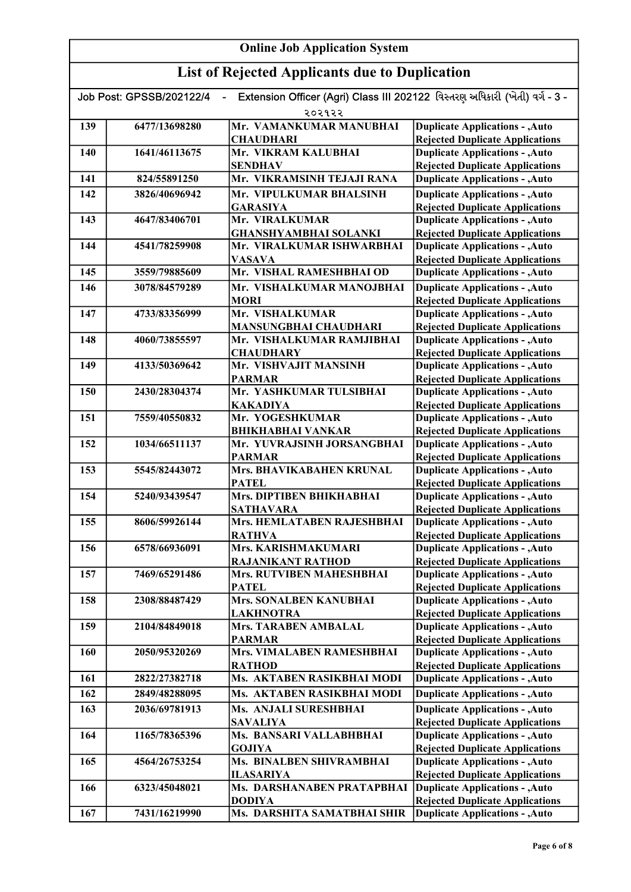# Online Job Application System

## List of Rejected Applicants due to Duplication

Job Post: GPSSB/202122/4 - Extension Officer (Agri) Class III 202122 વિસ્તરણ અધિકારી (ખેતી) વર્ગ - 3 - ૨૦૨૧૨૨

| | | | |
|---|---|---|---|
| 139 | 6477/13698280 | Mr. VAMANKUMAR MANUBHAI CHAUDHARI | Duplicate Applications - ,Auto Rejected Duplicate Applications |
| 140 | 1641/46113675 | Mr. VIKRAM KALUBHAI SENDHAV | Duplicate Applications - ,Auto Rejected Duplicate Applications |
| 141 | 824/55891250 | Mr. VIKRAMSINH TEJAJI RANA | Duplicate Applications - ,Auto |
| 142 | 3826/40696942 | Mr. VIPULKUMAR BHALSINH GARASIYA | Duplicate Applications - ,Auto Rejected Duplicate Applications |
| 143 | 4647/83406701 | Mr. VIRALKUMAR GHANSHYAMBHAI SOLANKI | Duplicate Applications - ,Auto Rejected Duplicate Applications |
| 144 | 4541/78259908 | Mr. VIRALKUMAR ISHWARBHAI VASAVA | Duplicate Applications - ,Auto Rejected Duplicate Applications |
| 145 | 3559/79885609 | Mr. VISHAL RAMESHBHAI OD | Duplicate Applications - ,Auto |
| 146 | 3078/84579289 | Mr. VISHALKUMAR MANOJBHAI MORI | Duplicate Applications - ,Auto Rejected Duplicate Applications |
| 147 | 4733/83356999 | Mr. VISHALKUMAR MANSUNGBHAI CHAUDHARI | Duplicate Applications - ,Auto Rejected Duplicate Applications |
| 148 | 4060/73855597 | Mr. VISHALKUMAR RAMJIBHAI CHAUDHARY | Duplicate Applications - ,Auto Rejected Duplicate Applications |
| 149 | 4133/50369642 | Mr. VISHVAJIT MANSINH PARMAR | Duplicate Applications - ,Auto Rejected Duplicate Applications |
| 150 | 2430/28304374 | Mr. YASHKUMAR TULSIBHAI KAKADIYA | Duplicate Applications - ,Auto Rejected Duplicate Applications |
| 151 | 7559/40550832 | Mr. YOGESHKUMAR BHIKHABHAI VANKAR | Duplicate Applications - ,Auto Rejected Duplicate Applications |
| 152 | 1034/66511137 | Mr. YUVRAJSINH JORSANGBHAI PARMAR | Duplicate Applications - ,Auto Rejected Duplicate Applications |
| 153 | 5545/82443072 | Mrs. BHAVIKABAHEN KRUNAL PATEL | Duplicate Applications - ,Auto Rejected Duplicate Applications |
| 154 | 5240/93439547 | Mrs. DIPTIBEN BHIKHABHAI SATHAVARA | Duplicate Applications - ,Auto Rejected Duplicate Applications |
| 155 | 8606/59926144 | Mrs. HEMLATABEN RAJESHBHAI RATHVA | Duplicate Applications - ,Auto Rejected Duplicate Applications |
| 156 | 6578/66936091 | Mrs. KARISHMAKUMARI RAJANIKANT RATHOD | Duplicate Applications - ,Auto Rejected Duplicate Applications |
| 157 | 7469/65291486 | Mrs. RUTVIBEN MAHESHBHAI PATEL | Duplicate Applications - ,Auto Rejected Duplicate Applications |
| 158 | 2308/88487429 | Mrs. SONALBEN KANUBHAI LAKHNOTRA | Duplicate Applications - ,Auto Rejected Duplicate Applications |
| 159 | 2104/84849018 | Mrs. TARABEN AMBALAL PARMAR | Duplicate Applications - ,Auto Rejected Duplicate Applications |
| 160 | 2050/95320269 | Mrs. VIMALABEN RAMESHBHAI RATHOD | Duplicate Applications - ,Auto Rejected Duplicate Applications |
| 161 | 2822/27382718 | Ms. AKTABEN RASIKBHAI MODI | Duplicate Applications - ,Auto |
| 162 | 2849/48288095 | Ms. AKTABEN RASIKBHAI MODI | Duplicate Applications - ,Auto |
| 163 | 2036/69781913 | Ms. ANJALI SURESHBHAI SAVALIYA | Duplicate Applications - ,Auto Rejected Duplicate Applications |
| 164 | 1165/78365396 | Ms. BANSARI VALLABHBHAI GOJIYA | Duplicate Applications - ,Auto Rejected Duplicate Applications |
| 165 | 4564/26753254 | Ms. BINALBEN SHIVRAMBHAI ILASARIYA | Duplicate Applications - ,Auto Rejected Duplicate Applications |
| 166 | 6323/45048021 | Ms. DARSHANABEN PRATAPBHAI DODIYA | Duplicate Applications - ,Auto Rejected Duplicate Applications |
| 167 | 7431/16219990 | Ms. DARSHITA SAMATBHAI SHIR | Duplicate Applications - ,Auto |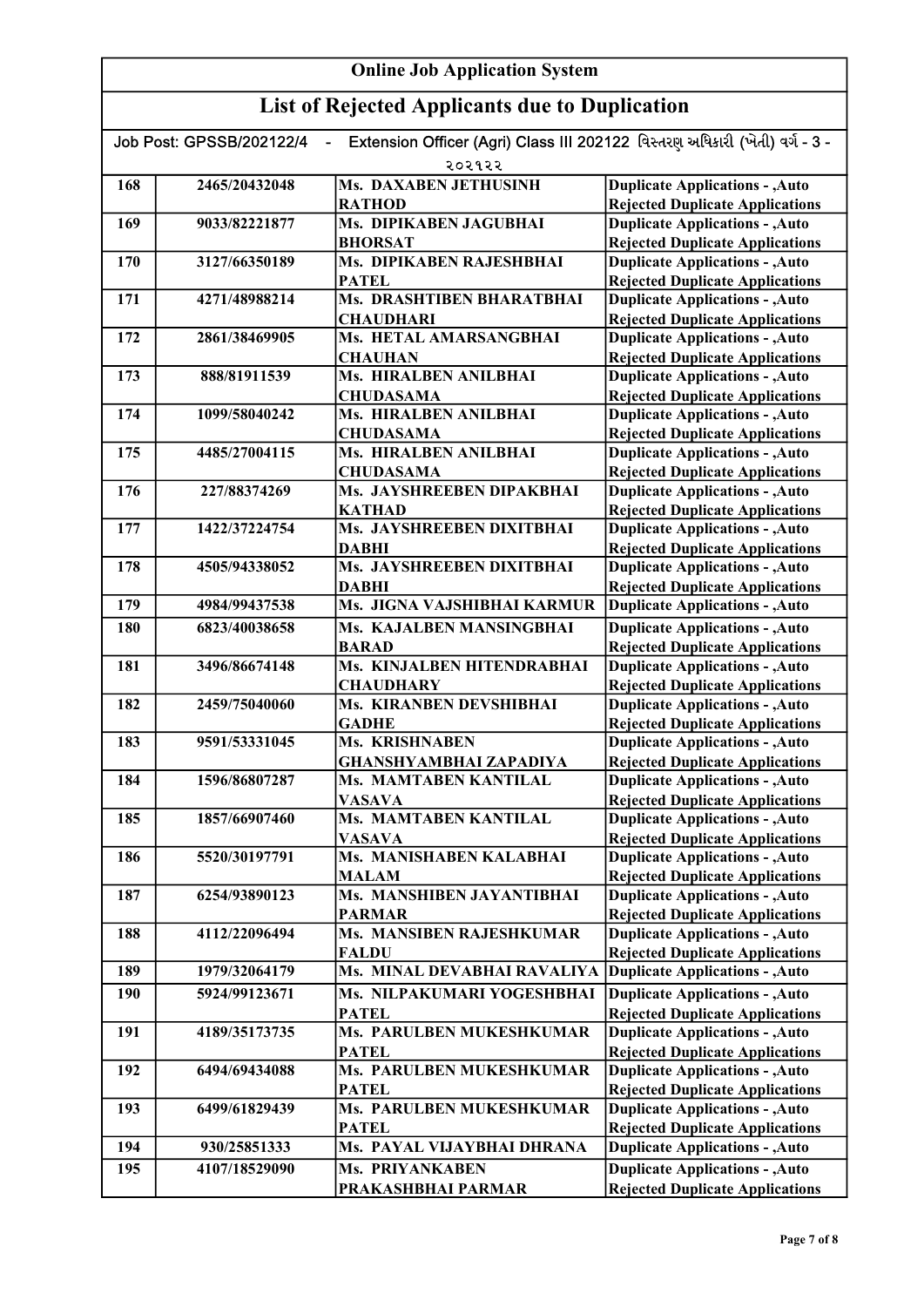**Online Job Application System**

**List of Rejected Applicants due to Duplication**

Job Post: GPSSB/202122/4 - Extension Officer (Agri) Class III 202122 વિસ્તરણ અધિકારી (ખેતી) વર્ગ - 3 - ૨૦૨૧૨૨

| | | | |
|---|---|---|---|
| 168 | 2465/20432048 | Ms. DAXABEN JETHUSINH RATHOD | Duplicate Applications - ,Auto Rejected Duplicate Applications |
| 169 | 9033/82221877 | Ms. DIPIKABEN JAGUBHAI BHORSAT | Duplicate Applications - ,Auto Rejected Duplicate Applications |
| 170 | 3127/66350189 | Ms. DIPIKABEN RAJESHBHAI PATEL | Duplicate Applications - ,Auto Rejected Duplicate Applications |
| 171 | 4271/48988214 | Ms. DRASHTIBEN BHARATBHAI CHAUDHARI | Duplicate Applications - ,Auto Rejected Duplicate Applications |
| 172 | 2861/38469905 | Ms. HETAL AMARSANGBHAI CHAUHAN | Duplicate Applications - ,Auto Rejected Duplicate Applications |
| 173 | 888/81911539 | Ms. HIRALBEN ANILBHAI CHUDASAMA | Duplicate Applications - ,Auto Rejected Duplicate Applications |
| 174 | 1099/58040242 | Ms. HIRALBEN ANILBHAI CHUDASAMA | Duplicate Applications - ,Auto Rejected Duplicate Applications |
| 175 | 4485/27004115 | Ms. HIRALBEN ANILBHAI CHUDASAMA | Duplicate Applications - ,Auto Rejected Duplicate Applications |
| 176 | 227/88374269 | Ms. JAYSHREEBEN DIPAKBHAI KATHAD | Duplicate Applications - ,Auto Rejected Duplicate Applications |
| 177 | 1422/37224754 | Ms. JAYSHREEBEN DIXITBHAI DABHI | Duplicate Applications - ,Auto Rejected Duplicate Applications |
| 178 | 4505/94338052 | Ms. JAYSHREEBEN DIXITBHAI DABHI | Duplicate Applications - ,Auto Rejected Duplicate Applications |
| 179 | 4984/99437538 | Ms. JIGNA VAJSHIBHAI KARMUR | Duplicate Applications - ,Auto |
| 180 | 6823/40038658 | Ms. KAJALBEN MANSINGBHAI BARAD | Duplicate Applications - ,Auto Rejected Duplicate Applications |
| 181 | 3496/86674148 | Ms. KINJALBEN HITENDRABHAI CHAUDHARY | Duplicate Applications - ,Auto Rejected Duplicate Applications |
| 182 | 2459/75040060 | Ms. KIRANBEN DEVSHIBHAI GADHE | Duplicate Applications - ,Auto Rejected Duplicate Applications |
| 183 | 9591/53331045 | Ms. KRISHNABEN GHANSHYAMBHAI ZAPADIYA | Duplicate Applications - ,Auto Rejected Duplicate Applications |
| 184 | 1596/86807287 | Ms. MAMTABEN KANTILAL VASAVA | Duplicate Applications - ,Auto Rejected Duplicate Applications |
| 185 | 1857/66907460 | Ms. MAMTABEN KANTILAL VASAVA | Duplicate Applications - ,Auto Rejected Duplicate Applications |
| 186 | 5520/30197791 | Ms. MANISHABEN KALABHAI MALAM | Duplicate Applications - ,Auto Rejected Duplicate Applications |
| 187 | 6254/93890123 | Ms. MANSHIBEN JAYANTIBHAI PARMAR | Duplicate Applications - ,Auto Rejected Duplicate Applications |
| 188 | 4112/22096494 | Ms. MANSIBEN RAJESHKUMAR FALDU | Duplicate Applications - ,Auto Rejected Duplicate Applications |
| 189 | 1979/32064179 | Ms. MINAL DEVABHAI RAVALIYA | Duplicate Applications - ,Auto |
| 190 | 5924/99123671 | Ms. NILPAKUMARI YOGESHBHAI PATEL | Duplicate Applications - ,Auto Rejected Duplicate Applications |
| 191 | 4189/35173735 | Ms. PARULBEN MUKESHKUMAR PATEL | Duplicate Applications - ,Auto Rejected Duplicate Applications |
| 192 | 6494/69434088 | Ms. PARULBEN MUKESHKUMAR PATEL | Duplicate Applications - ,Auto Rejected Duplicate Applications |
| 193 | 6499/61829439 | Ms. PARULBEN MUKESHKUMAR PATEL | Duplicate Applications - ,Auto Rejected Duplicate Applications |
| 194 | 930/25851333 | Ms. PAYAL VIJAYBHAI DHRANA | Duplicate Applications - ,Auto |
| 195 | 4107/18529090 | Ms. PRIYANKABEN PRAKASHBHAI PARMAR | Duplicate Applications - ,Auto Rejected Duplicate Applications |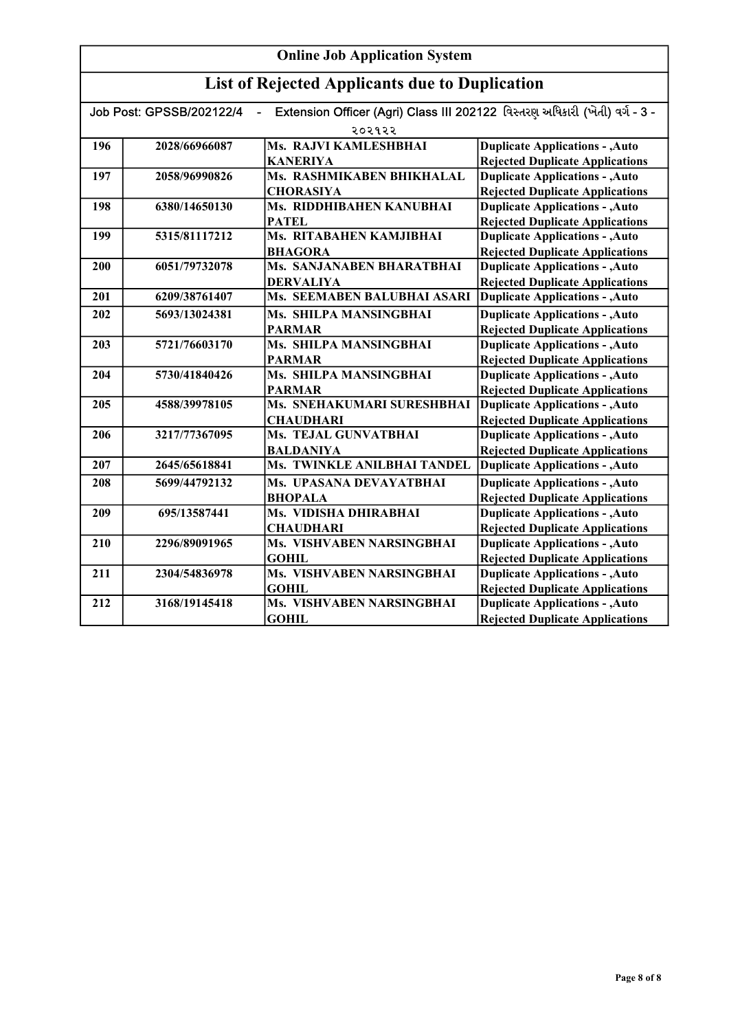# Online Job Application System

## List of Rejected Applicants due to Duplication

Job Post: GPSSB/202122/4 - Extension Officer (Agri) Class III 202122 વિસ્તરણ અધિકારી (ખેતી) વર્ગ - 3 - ૨૦૨૧૨૨

| | | | |
|---|---|---|---|
| 196 | 2028/66966087 | Ms. RAJVI KAMLESHBHAI KANERIYA | Duplicate Applications - ,Auto Rejected Duplicate Applications |
| 197 | 2058/96990826 | Ms. RASHMIKABEN BHIKHALAL CHORASIYA | Duplicate Applications - ,Auto Rejected Duplicate Applications |
| 198 | 6380/14650130 | Ms. RIDDHIBAHEN KANUBHAI PATEL | Duplicate Applications - ,Auto Rejected Duplicate Applications |
| 199 | 5315/81117212 | Ms. RITABAHEN KAMJIBHAI BHAGORA | Duplicate Applications - ,Auto Rejected Duplicate Applications |
| 200 | 6051/79732078 | Ms. SANJANABEN BHARATBHAI DERVALIYA | Duplicate Applications - ,Auto Rejected Duplicate Applications |
| 201 | 6209/38761407 | Ms. SEEMABEN BALUBHAI ASARI | Duplicate Applications - ,Auto |
| 202 | 5693/13024381 | Ms. SHILPA MANSINGBHAI PARMAR | Duplicate Applications - ,Auto Rejected Duplicate Applications |
| 203 | 5721/76603170 | Ms. SHILPA MANSINGBHAI PARMAR | Duplicate Applications - ,Auto Rejected Duplicate Applications |
| 204 | 5730/41840426 | Ms. SHILPA MANSINGBHAI PARMAR | Duplicate Applications - ,Auto Rejected Duplicate Applications |
| 205 | 4588/39978105 | Ms. SNEHAKUMARI SURESHBHAI CHAUDHARI | Duplicate Applications - ,Auto Rejected Duplicate Applications |
| 206 | 3217/77367095 | Ms. TEJAL GUNVATBHAI BALDANIYA | Duplicate Applications - ,Auto Rejected Duplicate Applications |
| 207 | 2645/65618841 | Ms. TWINKLE ANILBHAI TANDEL | Duplicate Applications - ,Auto |
| 208 | 5699/44792132 | Ms. UPASANA DEVAYATBHAI BHOPALA | Duplicate Applications - ,Auto Rejected Duplicate Applications |
| 209 | 695/13587441 | Ms. VIDISHA DHIRABHAI CHAUDHARI | Duplicate Applications - ,Auto Rejected Duplicate Applications |
| 210 | 2296/89091965 | Ms. VISHVABEN NARSINGBHAI GOHIL | Duplicate Applications - ,Auto Rejected Duplicate Applications |
| 211 | 2304/54836978 | Ms. VISHVABEN NARSINGBHAI GOHIL | Duplicate Applications - ,Auto Rejected Duplicate Applications |
| 212 | 3168/19145418 | Ms. VISHVABEN NARSINGBHAI GOHIL | Duplicate Applications - ,Auto Rejected Duplicate Applications |